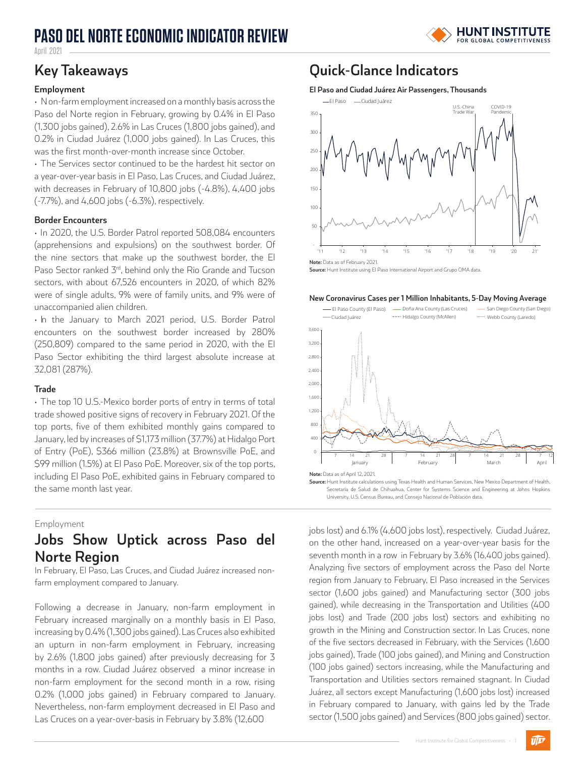# PASO DEL NORTE ECONOMIC INDICATOR REVIEW

April 2021

## Key Takeaways

### Employment

- Non-farm employment increased on a monthly basis across the Paso del Norte region in February, growing by 0.4% in El Paso (1,300 jobs gained), 2.6% in Las Cruces (1,800 jobs gained), and 0.2% in Ciudad Juárez (1,000 jobs gained). In Las Cruces, this was the first month-over-month increase since October.
- The Services sector continued to be the hardest hit sector on a year-over-year basis in El Paso, Las Cruces, and Ciudad Juárez, with decreases in February of 10,800 jobs (-4.8%), 4,400 jobs (-7.7%), and 4,600 jobs (-6.3%), respectively.

### Border Encounters

- In 2020, the U.S. Border Patrol reported 508,084 encounters (apprehensions and expulsions) on the southwest border. Of the nine sectors that make up the southwest border, the El Paso Sector ranked 3rd, behind only the Rio Grande and Tucson sectors, with about 67,526 encounters in 2020, of which 82% were of single adults, 9% were of family units, and 9% were of unaccompanied alien children.
- In the January to March 2021 period, U.S. Border Patrol encounters on the southwest border increased by 280% (250,809) compared to the same period in 2020, with the El Paso Sector exhibiting the third largest absolute increase at 32,081 (287%).

### Trade

- The top 10 U.S.-Mexico border ports of entry in terms of total trade showed positive signs of recovery in February 2021. Of the top ports, five of them exhibited monthly gains compared to January, led by increases of $1,173 million (37.7%) at Hidalgo Port of Entry (PoE), $366 million (23.8%) at Brownsville PoE, and $99 million (1.5%) at El Paso PoE. Moreover, six of the top ports, including El Paso PoE, exhibited gains in February compared to the same month last year.

## Quick-Glance Indicators

**El Paso and Ciudad Juárez Air Passengers, Thousands**

**Note:** Data as of February 2021.
**Source:** Hunt Institute using El Paso International Airport and Grupo OMA data.

**New Coronavirus Cases per 1 Million Inhabitants, 5-Day Moving Average**

**Note:** Data as of April 12, 2021.
**Source:** Hunt Institute calculations using Texas Health and Human Services, New Mexico Department of Health, Secretaría de Salud de Chihuahua, Center for Systems Science and Engineering at Johns Hopkins University, U.S. Census Bureau, and Consejo Nacional de Población data.

Employment

## Jobs Show Uptick across Paso del Norte Region

In February, El Paso, Las Cruces, and Ciudad Juárez increased non-farm employment compared to January.

Following a decrease in January, non-farm employment in February increased marginally on a monthly basis in El Paso, increasing by 0.4% (1,300 jobs gained). Las Cruces also exhibited an upturn in non-farm employment in February, increasing by 2.6% (1,800 jobs gained) after previously decreasing for 3 months in a row. Ciudad Juárez observed a minor increase in non-farm employment for the second month in a row, rising 0.2% (1,000 jobs gained) in February compared to January. Nevertheless, non-farm employment decreased in El Paso and Las Cruces on a year-over-basis in February by 3.8% (12,600 jobs lost) and 6.1% (4,600 jobs lost), respectively. Ciudad Juárez, on the other hand, increased on a year-over-year basis for the seventh month in a row in February by 3.6% (16,400 jobs gained). Analyzing five sectors of employment across the Paso del Norte region from January to February, El Paso increased in the Services sector (1,600 jobs gained) and Manufacturing sector (300 jobs gained), while decreasing in the Transportation and Utilities (400 jobs lost) and Trade (200 jobs lost) sectors and exhibiting no growth in the Mining and Construction sector. In Las Cruces, none of the five sectors decreased in February, with the Services (1,600 jobs gained), Trade (100 jobs gained), and Mining and Construction (100 jobs gained) sectors increasing, while the Manufacturing and Transportation and Utilities sectors remained stagnant. In Ciudad Juárez, all sectors except Manufacturing (1,600 jobs lost) increased in February compared to January, with gains led by the Trade sector (1,500 jobs gained) and Services (800 jobs gained) sector.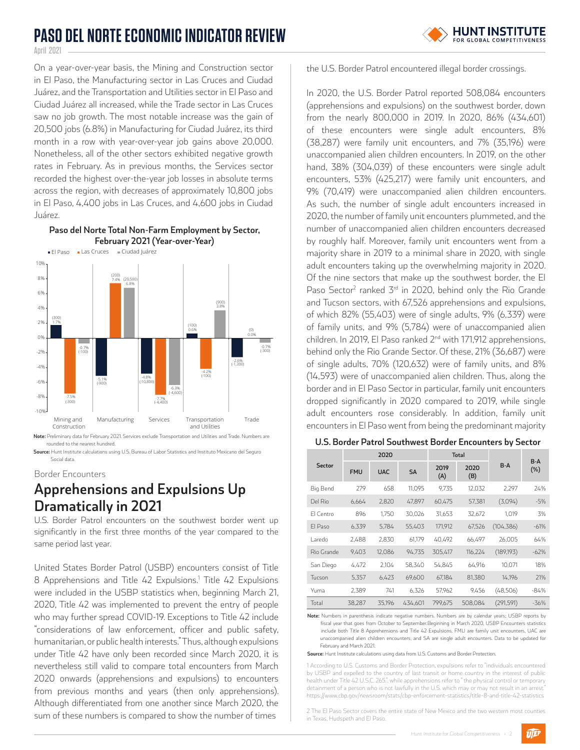On a year-over-year basis, the Mining and Construction sector in El Paso, the Manufacturing sector in Las Cruces and Ciudad Juárez, and the Transportation and Utilities sector in El Paso and Ciudad Juárez all increased, while the Trade sector in Las Cruces saw no job growth. The most notable increase was the gain of 20,500 jobs (6.8%) in Manufacturing for Ciudad Juárez, its third month in a row with year-over-year job gains above 20,000. Nonetheless, all of the other sectors exhibited negative growth rates in February. As in previous months, the Services sector recorded the highest over-the-year job losses in absolute terms across the region, with decreases of approximately 10,800 jobs in El Paso, 4,400 jobs in Las Cruces, and 4,600 jobs in Ciudad Juárez.

**Paso del Norte Total Non-Farm Employment by Sector, February 2021 (Year-over-Year)**

| Sector | El Paso | Las Cruces | Ciudad Juárez |
|---|---|---|---|
| Mining and Construction | 1.7% (300) | -7.5% (-300) | -0.7% (-100) |
| Manufacturing | -5.1% (-900) | 7.4% (200) | 6.8% (20,500) |
| Services | -4.8% (-10,800) | -7.7% (-4,400) | -6.3% (-4,600) |
| Transportation and Utilities | 0.6% (100) | -4.2% (-100) | 3.8% (900) |
| Trade | -2.6% (-1,300) | 0.0% (0) | -0.7% (-300) |

**Note:** Preliminary data for February 2021. Services exclude Transportation and Utilities and Trade. Numbers are rounded to the nearest hundred.

**Source:** Hunt Institute calculations using U.S. Bureau of Labor Statistics and Instituto Mexicano del Seguro Social data.

Border Encounters

## Apprehensions and Expulsions Up Dramatically in 2021

U.S. Border Patrol encounters on the southwest border went up significantly in the first three months of the year compared to the same period last year.

United States Border Patrol (USBP) encounters consist of Title 8 Apprehensions and Title 42 Expulsions.[1] Title 42 Expulsions were included in the USBP statistics when, beginning March 21, 2020, Title 42 was implemented to prevent the entry of people who may further spread COVID-19. Exceptions to Title 42 include "considerations of law enforcement, officer and public safety, humanitarian, or public health interests." Thus, although expulsions under Title 42 have only been recorded since March 2020, it is nevertheless still valid to compare total encounters from March 2020 onwards (apprehensions and expulsions) to encounters from previous months and years (then only apprehensions). Although differentiated from one another since March 2020, the sum of these numbers is compared to show the number of times the U.S. Border Patrol encountered illegal border crossings.

In 2020, the U.S. Border Patrol reported 508,084 encounters (apprehensions and expulsions) on the southwest border, down from the nearly 800,000 in 2019. In 2020, 86% (434,601) of these encounters were single adult encounters, 8% (38,287) were family unit encounters, and 7% (35,196) were unaccompanied alien children encounters. In 2019, on the other hand, 38% (304,039) of these encounters were single adult encounters, 53% (425,217) were family unit encounters, and 9% (70,419) were unaccompanied alien children encounters. As such, the number of single adult encounters increased in 2020, the number of family unit encounters plummeted, and the number of unaccompanied alien children encounters decreased by roughly half. Moreover, family unit encounters went from a majority share in 2019 to a minimal share in 2020, with single adult encounters taking up the overwhelming majority in 2020. Of the nine sectors that make up the southwest border, the El Paso Sector[2] ranked 3rd in 2020, behind only the Rio Grande and Tucson sectors, with 67,526 apprehensions and expulsions, of which 82% (55,403) were of single adults, 9% (6,339) were of family units, and 9% (5,784) were of unaccompanied alien children. In 2019, El Paso ranked 2nd with 171,912 apprehensions, behind only the Rio Grande Sector. Of these, 21% (36,687) were of single adults, 70% (120,632) were of family units, and 8% (14,593) were of unaccompanied alien children. Thus, along the border and in El Paso Sector in particular, family unit encounters dropped significantly in 2020 compared to 2019, while single adult encounters rose considerably. In addition, family unit encounters in El Paso went from being the predominant majority

**U.S. Border Patrol Southwest Border Encounters by Sector**

| Sector | 2020 | | | Total | | B-A | B-A (%) |
|---|---|---|---|---|---|---|---|
| | FMU | UAC | SA | 2019 (A) | 2020 (B) | | |
| Big Bend | 279 | 658 | 11,095 | 9,735 | 12,032 | 2,297 | 24% |
| Del Rio | 6,664 | 2,820 | 47,897 | 60,475 | 57,381 | (3,094) | -5% |
| El Centro | 896 | 1,750 | 30,026 | 31,653 | 32,672 | 1,019 | 3% |
| El Paso | 6,339 | 5,784 | 55,403 | 171,912 | 67,526 | (104,386) | -61% |
| Laredo | 2,488 | 2,830 | 61,179 | 40,492 | 66,497 | 26,005 | 64% |
| Rio Grande | 9,403 | 12,086 | 94,735 | 305,417 | 116,224 | (189,193) | -62% |
| San Diego | 4,472 | 2,104 | 58,340 | 54,845 | 64,916 | 10,071 | 18% |
| Tucson | 5,357 | 6,423 | 69,600 | 67,184 | 81,380 | 14,196 | 21% |
| Yuma | 2,389 | 741 | 6,326 | 57,962 | 9,456 | (48,506) | -84% |
| Total | 38,287 | 35,196 | 434,601 | 799,675 | 508,084 | (291,591) | -36% |

**Note:** Numbers in parenthesis indicate negative numbers. Numbers are by calendar years; USBP reports by fiscal year that goes from October to September. Beginning in March 2020, USBP Encounters statistics include both Title 8 Apprehensions and Title 42 Expulsions. FMU are family unit encounters, UAC are unaccompanied alien children encounters, and SA are single adult encounters. Data to be updated for February and March 2021.

**Source:** Hunt Institute calculations using data from U.S. Customs and Border Protection.

1 According to U.S. Customs and Border Protection, expulsions refer to "individuals encountered by USBP and expelled to the country of last transit or home country in the interest of public health under Title 42 U.S.C. 265", while apprehensions refer to "the physical control or temporary detainment of a person who is not lawfully in the U.S. which may or may not result in an arrest." https://www.cbp.gov/newsroom/stats/cbp-enforcement-statistics/title-8-and-title-42-statistics

2 The El Paso Sector covers the entire state of New Mexico and the two western most counties in Texas, Hudspeth and El Paso.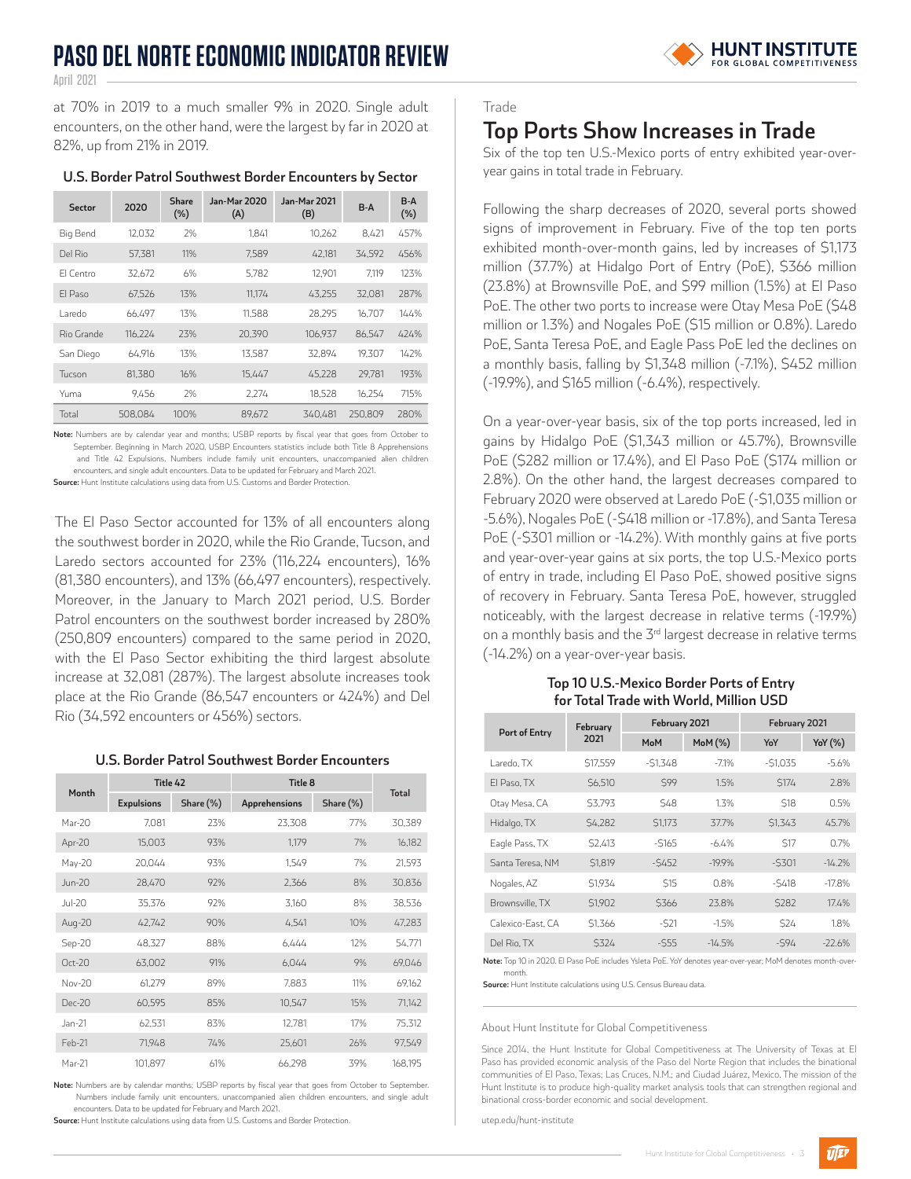at 70% in 2019 to a much smaller 9% in 2020. Single adult encounters, on the other hand, were the largest by far in 2020 at 82%, up from 21% in 2019.

**U.S. Border Patrol Southwest Border Encounters by Sector**

| Sector | 2020 | Share (%) | Jan-Mar 2020 (A) | Jan-Mar 2021 (B) | B-A | B-A (%) |
|---|---|---|---|---|---|---|
| Big Bend | 12,032 | 2% | 1,841 | 10,262 | 8,421 | 457% |
| Del Rio | 57,381 | 11% | 7,589 | 42,181 | 34,592 | 456% |
| El Centro | 32,672 | 6% | 5,782 | 12,901 | 7,119 | 123% |
| El Paso | 67,526 | 13% | 11,174 | 43,255 | 32,081 | 287% |
| Laredo | 66,497 | 13% | 11,588 | 28,295 | 16,707 | 144% |
| Rio Grande | 116,224 | 23% | 20,390 | 106,937 | 86,547 | 424% |
| San Diego | 64,916 | 13% | 13,587 | 32,894 | 19,307 | 142% |
| Tucson | 81,380 | 16% | 15,447 | 45,228 | 29,781 | 193% |
| Yuma | 9,456 | 2% | 2,274 | 18,528 | 16,254 | 715% |
| Total | 508,084 | 100% | 89,672 | 340,481 | 250,809 | 280% |

**Note:** Numbers are by calendar year and months; USBP reports by fiscal year that goes from October to September. Beginning in March 2020, USBP Encounters statistics include both Title 8 Apprehensions and Title 42 Expulsions. Numbers include family unit encounters, unaccompanied alien children encounters, and single adult encounters. Data to be updated for February and March 2021.
**Source:** Hunt Institute calculations using data from U.S. Customs and Border Protection.

The El Paso Sector accounted for 13% of all encounters along the southwest border in 2020, while the Rio Grande, Tucson, and Laredo sectors accounted for 23% (116,224 encounters), 16% (81,380 encounters), and 13% (66,497 encounters), respectively. Moreover, in the January to March 2021 period, U.S. Border Patrol encounters on the southwest border increased by 280% (250,809 encounters) compared to the same period in 2020, with the El Paso Sector exhibiting the third largest absolute increase at 32,081 (287%). The largest absolute increases took place at the Rio Grande (86,547 encounters or 424%) and Del Rio (34,592 encounters or 456%) sectors.

**U.S. Border Patrol Southwest Border Encounters**

| Month | Title 42 | | Title 8 | | Total |
|---|---|---|---|---|---|
| | Expulsions | Share (%) | Apprehensions | Share (%) | |
| Mar-20 | 7,081 | 23% | 23,308 | 77% | 30,389 |
| Apr-20 | 15,003 | 93% | 1,179 | 7% | 16,182 |
| May-20 | 20,044 | 93% | 1,549 | 7% | 21,593 |
| Jun-20 | 28,470 | 92% | 2,366 | 8% | 30,836 |
| Jul-20 | 35,376 | 92% | 3,160 | 8% | 38,536 |
| Aug-20 | 42,742 | 90% | 4,541 | 10% | 47,283 |
| Sep-20 | 48,327 | 88% | 6,444 | 12% | 54,771 |
| Oct-20 | 63,002 | 91% | 6,044 | 9% | 69,046 |
| Nov-20 | 61,279 | 89% | 7,883 | 11% | 69,162 |
| Dec-20 | 60,595 | 85% | 10,547 | 15% | 71,142 |
| Jan-21 | 62,531 | 83% | 12,781 | 17% | 75,312 |
| Feb-21 | 71,948 | 74% | 25,601 | 26% | 97,549 |
| Mar-21 | 101,897 | 61% | 66,298 | 39% | 168,195 |

**Note:** Numbers are by calendar months; USBP reports by fiscal year that goes from October to September. Numbers include family unit encounters, unaccompanied alien children encounters, and single adult encounters. Data to be updated for February and March 2021.
**Source:** Hunt Institute calculations using data from U.S. Customs and Border Protection.

Trade

## Top Ports Show Increases in Trade

Six of the top ten U.S.-Mexico ports of entry exhibited year-over-year gains in total trade in February.

Following the sharp decreases of 2020, several ports showed signs of improvement in February. Five of the top ten ports exhibited month-over-month gains, led by increases of $1,173 million (37.7%) at Hidalgo Port of Entry (PoE), $366 million (23.8%) at Brownsville PoE, and $99 million (1.5%) at El Paso PoE. The other two ports to increase were Otay Mesa PoE ($48 million or 1.3%) and Nogales PoE ($15 million or 0.8%). Laredo PoE, Santa Teresa PoE, and Eagle Pass PoE led the declines on a monthly basis, falling by $1,348 million (-7.1%), $452 million (-19.9%), and $165 million (-6.4%), respectively.

On a year-over-year basis, six of the top ports increased, led in gains by Hidalgo PoE ($1,343 million or 45.7%), Brownsville PoE ($282 million or 17.4%), and El Paso PoE ($174 million or 2.8%). On the other hand, the largest decreases compared to February 2020 were observed at Laredo PoE (-$1,035 million or -5.6%), Nogales PoE (-$418 million or -17.8%), and Santa Teresa PoE (-$301 million or -14.2%). With monthly gains at five ports and year-over-year gains at six ports, the top U.S.-Mexico ports of entry in trade, including El Paso PoE, showed positive signs of recovery in February. Santa Teresa PoE, however, struggled noticeably, with the largest decrease in relative terms (-19.9%) on a monthly basis and the 3rd largest decrease in relative terms (-14.2%) on a year-over-year basis.

**Top 10 U.S.-Mexico Border Ports of Entry for Total Trade with World, Million USD**

| Port of Entry | February 2021 | February 2021 | | February 2021 | |
|---|---|---|---|---|---|
| | | MoM | MoM (%) | YoY | YoY (%) |
| Laredo, TX | $17,559 | -$1,348 | -7.1% | -$1,035 | -5.6% |
| El Paso, TX | $6,510 | $99 | 1.5% | $174 | 2.8% |
| Otay Mesa, CA | $3,793 | $48 | 1.3% | $18 | 0.5% |
| Hidalgo, TX | $4,282 | $1,173 | 37.7% | $1,343 | 45.7% |
| Eagle Pass, TX | $2,413 | -$165 | -6.4% | $17 | 0.7% |
| Santa Teresa, NM | $1,819 | -$452 | -19.9% | -$301 | -14.2% |
| Nogales, AZ | $1,934 | $15 | 0.8% | -$418 | -17.8% |
| Brownsville, TX | $1,902 | $366 | 23.8% | $282 | 17.4% |
| Calexico-East, CA | $1,366 | -$21 | -1.5% | $24 | 1.8% |
| Del Rio, TX | $324 | -$55 | -14.5% | -$94 | -22.6% |

**Note:** Top 10 in 2020. El Paso PoE includes Ysleta PoE. YoY denotes year-over-year; MoM denotes month-over-month.
**Source:** Hunt Institute calculations using U.S. Census Bureau data.

About Hunt Institute for Global Competitiveness

Since 2014, the Hunt Institute for Global Competitiveness at The University of Texas at El Paso has provided economic analysis of the Paso del Norte Region that includes the binational communities of El Paso, Texas; Las Cruces, N.M.; and Ciudad Juárez, Mexico. The mission of the Hunt Institute is to produce high-quality market analysis tools that can strengthen regional and binational cross-border economic and social development.

utep.edu/hunt-institute